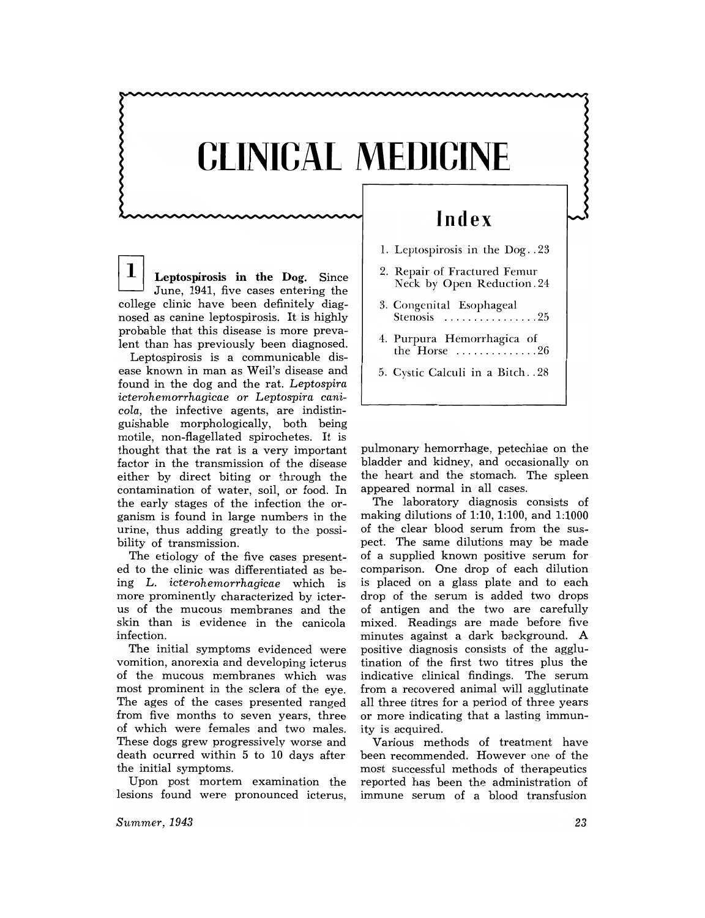# CLINICAL MEDICINE

## Index

1. Leptospirosis in the Dog . . 23
2. Repair of Fractured Femur Neck by Open Reduction . 24
3. Congenital Esophageal Stenosis . . . . . . . . . . . . . . . . 25
4. Purpura Hemorrhagica of the Horse . . . . . . . . . . . . . 26
5. Cystic Calculi in a Bitch . . 28

**1** **Leptospirosis in the Dog.** Since June, 1941, five cases entering the college clinic have been definitely diagnosed as canine leptospirosis. It is highly probable that this disease is more prevalent than has previously been diagnosed.

Leptospirosis is a communicable disease known in man as Weil's disease and found in the dog and the rat. *Leptospira icterohemorrhagicae or Leptospira canicola,* the infective agents, are indistinguishable morphologically, both being motile, non-flagellated spirochetes. It is thought that the rat is a very important factor in the transmission of the disease either by direct biting or through the contamination of water, soil, or food. In the early stages of the infection the organism is found in large numbers in the urine, thus adding greatly to the possibility of transmission.

The etiology of the five cases presented to the clinic was differentiated as being *L. icterohemorrhagicae* which is more prominently characterized by icterus of the mucous membranes and the skin than is evidence in the canicola infection.

The initial symptoms evidenced were vomition, anorexia and developing icterus of the mucous membranes which was most prominent in the sclera of the eye. The ages of the cases presented ranged from five months to seven years, three of which were females and two males. These dogs grew progressively worse and death ocurred within 5 to 10 days after the initial symptoms.

Upon post mortem examination the lesions found were pronounced icterus, pulmonary hemorrhage, petechiae on the bladder and kidney, and occasionally on the heart and the stomach. The spleen appeared normal in all cases.

The laboratory diagnosis consists of making dilutions of 1:10, 1:100, and 1:1000 of the clear blood serum from the suspect. The same dilutions may be made of a supplied known positive serum for comparison. One drop of each dilution is placed on a glass plate and to each drop of the serum is added two drops of antigen and the two are carefully mixed. Readings are made before five minutes against a dark background. A positive diagnosis consists of the agglutination of the first two titres plus the indicative clinical findings. The serum from a recovered animal will agglutinate all three titres for a period of three years or more indicating that a lasting immunity is acquired.

Various methods of treatment have been recommended. However one of the most successful methods of therapeutics reported has been the administration of immune serum of a blood transfusion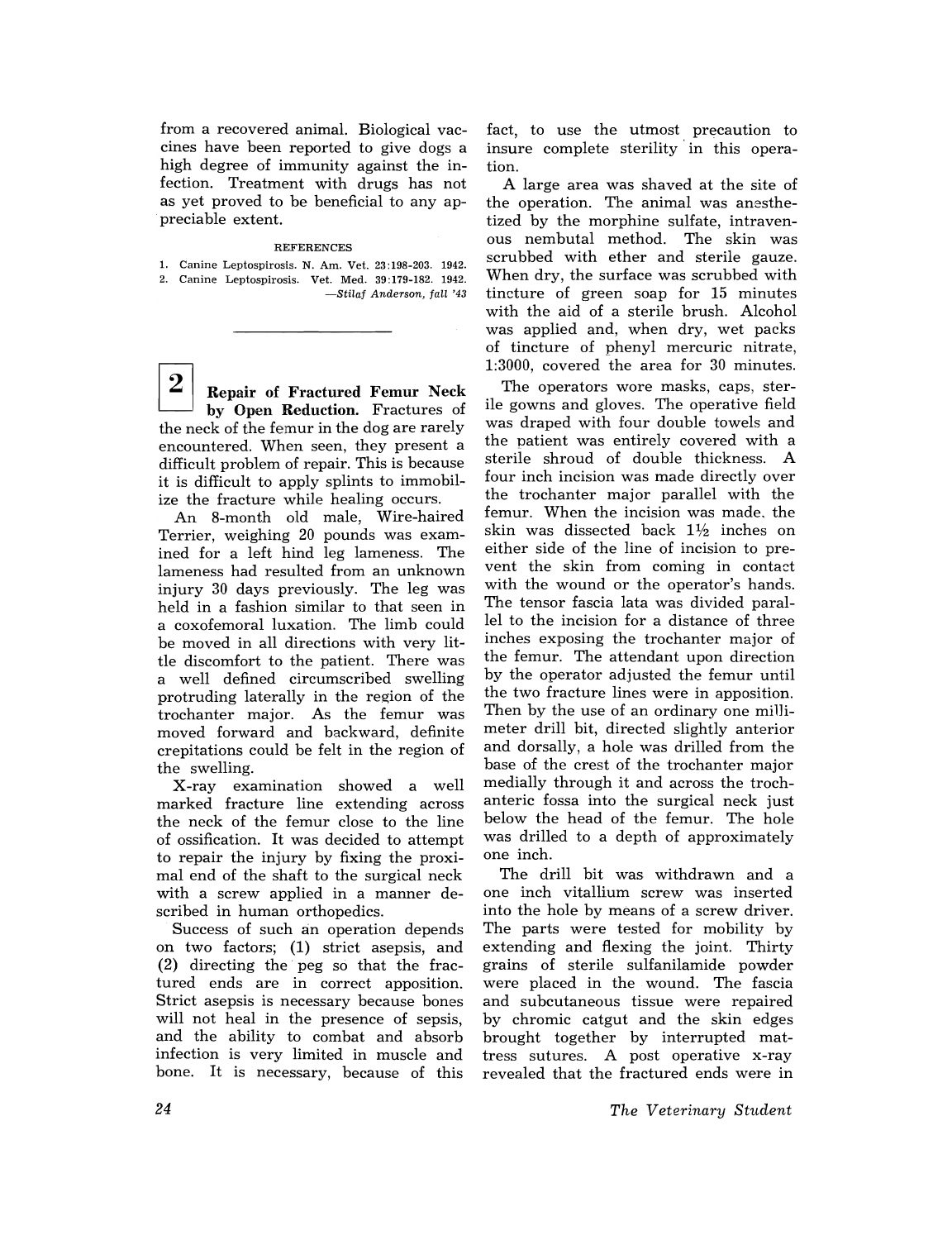from a recovered animal. Biological vaccines have been reported to give dogs a high degree of immunity against the infection. Treatment with drugs has not as yet proved to be beneficial to any appreciable extent.

REFERENCES

1. Canine Leptospirosis. N. Am. Vet. 23:198-203. 1942.
2. Canine Leptospirosis. Vet. Med. 39:179-182. 1942.

—*Stilaf Anderson, fall '43*

---

**2** **Repair of Fractured Femur Neck by Open Reduction.** Fractures of the neck of the femur in the dog are rarely encountered. When seen, they present a difficult problem of repair. This is because it is difficult to apply splints to immobilize the fracture while healing occurs.

An 8-month old male, Wire-haired Terrier, weighing 20 pounds was examined for a left hind leg lameness. The lameness had resulted from an unknown injury 30 days previously. The leg was held in a fashion similar to that seen in a coxofemoral luxation. The limb could be moved in all directions with very little discomfort to the patient. There was a well defined circumscribed swelling protruding laterally in the region of the trochanter major. As the femur was moved forward and backward, definite crepitations could be felt in the region of the swelling.

X-ray examination showed a well marked fracture line extending across the neck of the femur close to the line of ossification. It was decided to attempt to repair the injury by fixing the proximal end of the shaft to the surgical neck with a screw applied in a manner described in human orthopedics.

Success of such an operation depends on two factors; (1) strict asepsis, and (2) directing the peg so that the fractured ends are in correct apposition. Strict asepsis is necessary because bones will not heal in the presence of sepsis, and the ability to combat and absorb infection is very limited in muscle and bone. It is necessary, because of this fact, to use the utmost precaution to insure complete sterility in this operation.

A large area was shaved at the site of the operation. The animal was anesthetized by the morphine sulfate, intravenous nembutal method. The skin was scrubbed with ether and sterile gauze. When dry, the surface was scrubbed with tincture of green soap for 15 minutes with the aid of a sterile brush. Alcohol was applied and, when dry, wet packs of tincture of phenyl mercuric nitrate, 1:3000, covered the area for 30 minutes.

The operators wore masks, caps, sterile gowns and gloves. The operative field was draped with four double towels and the patient was entirely covered with a sterile shroud of double thickness. A four inch incision was made directly over the trochanter major parallel with the femur. When the incision was made, the skin was dissected back 1½ inches on either side of the line of incision to prevent the skin from coming in contact with the wound or the operator's hands. The tensor fascia lata was divided parallel to the incision for a distance of three inches exposing the trochanter major of the femur. The attendant upon direction by the operator adjusted the femur until the two fracture lines were in apposition. Then by the use of an ordinary one millimeter drill bit, directed slightly anterior and dorsally, a hole was drilled from the base of the crest of the trochanter major medially through it and across the trochanteric fossa into the surgical neck just below the head of the femur. The hole was drilled to a depth of approximately one inch.

The drill bit was withdrawn and a one inch vitallium screw was inserted into the hole by means of a screw driver. The parts were tested for mobility by extending and flexing the joint. Thirty grains of sterile sulfanilamide powder were placed in the wound. The fascia and subcutaneous tissue were repaired by chromic catgut and the skin edges brought together by interrupted mattress sutures. A post operative x-ray revealed that the fractured ends were in